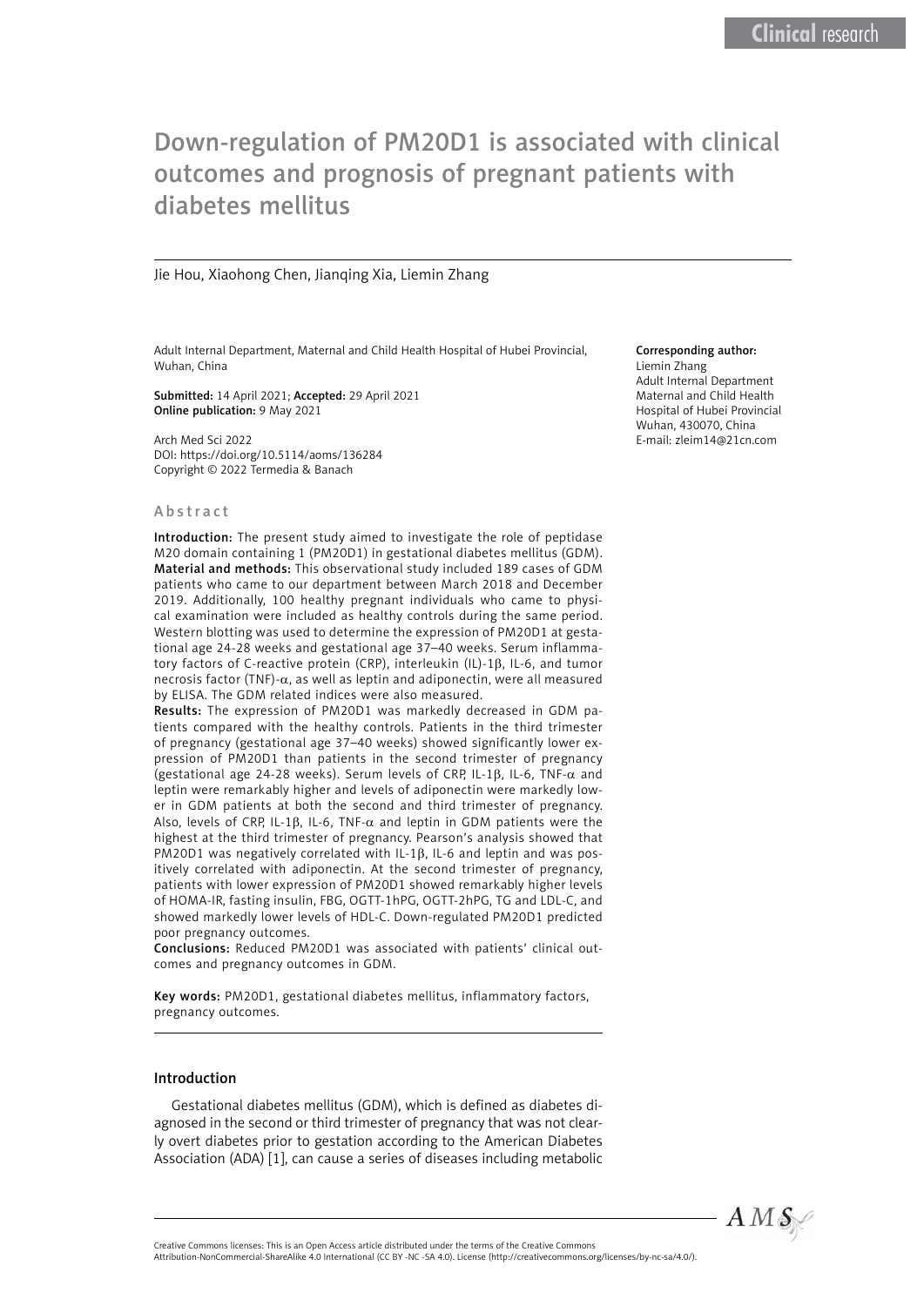# Down-regulation of PM20D1 is associated with clinical outcomes and prognosis of pregnant patients with diabetes mellitus

Jie Hou, Xiaohong Chen, Jianqing Xia, Liemin Zhang

Adult Internal Department, Maternal and Child Health Hospital of Hubei Provincial, Wuhan, China

**Submitted:** 14 April 2021; **Accepted:** 29 April 2021
**Online publication:** 9 May 2021

Arch Med Sci 2022
DOI: https://doi.org/10.5114/aoms/136284
Copyright © 2022 Termedia & Banach

**Corresponding author:**
Liemin Zhang
Adult Internal Department
Maternal and Child Health
Hospital of Hubei Provincial
Wuhan, 430070, China
E-mail: zleim14@21cn.com

## Abstract

**Introduction:** The present study aimed to investigate the role of peptidase M20 domain containing 1 (PM20D1) in gestational diabetes mellitus (GDM).
**Material and methods:** This observational study included 189 cases of GDM patients who came to our department between March 2018 and December 2019. Additionally, 100 healthy pregnant individuals who came to physical examination were included as healthy controls during the same period. Western blotting was used to determine the expression of PM20D1 at gestational age 24-28 weeks and gestational age 37–40 weeks. Serum inflammatory factors of C-reactive protein (CRP), interleukin (IL)-1β, IL-6, and tumor necrosis factor (TNF)-α, as well as leptin and adiponectin, were all measured by ELISA. The GDM related indices were also measured.
**Results:** The expression of PM20D1 was markedly decreased in GDM patients compared with the healthy controls. Patients in the third trimester of pregnancy (gestational age 37–40 weeks) showed significantly lower expression of PM20D1 than patients in the second trimester of pregnancy (gestational age 24-28 weeks). Serum levels of CRP, IL-1β, IL-6, TNF-α and leptin were remarkably higher and levels of adiponectin were markedly lower in GDM patients at both the second and third trimester of pregnancy. Also, levels of CRP, IL-1β, IL-6, TNF-α and leptin in GDM patients were the highest at the third trimester of pregnancy. Pearson's analysis showed that PM20D1 was negatively correlated with IL-1β, IL-6 and leptin and was positively correlated with adiponectin. At the second trimester of pregnancy, patients with lower expression of PM20D1 showed remarkably higher levels of HOMA-IR, fasting insulin, FBG, OGTT-1hPG, OGTT-2hPG, TG and LDL-C, and showed markedly lower levels of HDL-C. Down-regulated PM20D1 predicted poor pregnancy outcomes.
**Conclusions:** Reduced PM20D1 was associated with patients' clinical outcomes and pregnancy outcomes in GDM.

**Key words:** PM20D1, gestational diabetes mellitus, inflammatory factors, pregnancy outcomes.

## Introduction

Gestational diabetes mellitus (GDM), which is defined as diabetes diagnosed in the second or third trimester of pregnancy that was not clearly overt diabetes prior to gestation according to the American Diabetes Association (ADA) [1], can cause a series of diseases including metabolic

Creative Commons licenses: This is an Open Access article distributed under the terms of the Creative Commons Attribution-NonCommercial-ShareAlike 4.0 International (CC BY -NC -SA 4.0). License (http://creativecommons.org/licenses/by-nc-sa/4.0/).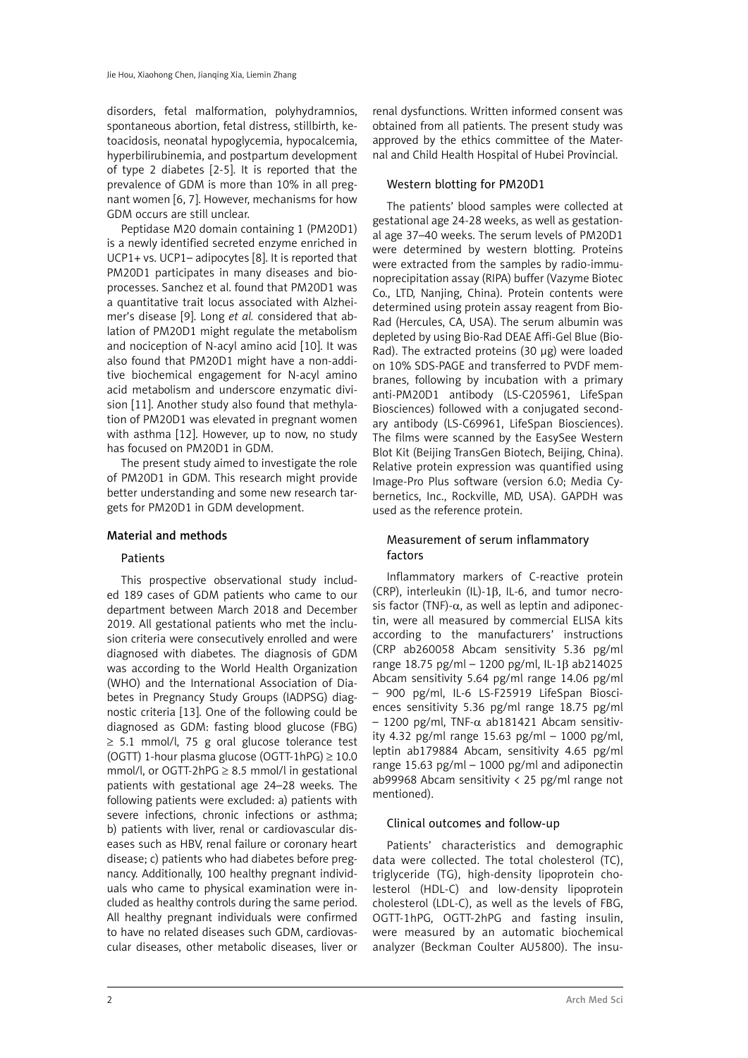disorders, fetal malformation, polyhydramnios, spontaneous abortion, fetal distress, stillbirth, ketoacidosis, neonatal hypoglycemia, hypocalcemia, hyperbilirubinemia, and postpartum development of type 2 diabetes [2-5]. It is reported that the prevalence of GDM is more than 10% in all pregnant women [6, 7]. However, mechanisms for how GDM occurs are still unclear.

Peptidase M20 domain containing 1 (PM20D1) is a newly identified secreted enzyme enriched in UCP1+ vs. UCP1– adipocytes [8]. It is reported that PM20D1 participates in many diseases and bioprocesses. Sanchez et al. found that PM20D1 was a quantitative trait locus associated with Alzheimer's disease [9]. Long *et al.* considered that ablation of PM20D1 might regulate the metabolism and nociception of N-acyl amino acid [10]. It was also found that PM20D1 might have a non-additive biochemical engagement for N-acyl amino acid metabolism and underscore enzymatic division [11]. Another study also found that methylation of PM20D1 was elevated in pregnant women with asthma [12]. However, up to now, no study has focused on PM20D1 in GDM.

The present study aimed to investigate the role of PM20D1 in GDM. This research might provide better understanding and some new research targets for PM20D1 in GDM development.

## Material and methods

### Patients

This prospective observational study included 189 cases of GDM patients who came to our department between March 2018 and December 2019. All gestational patients who met the inclusion criteria were consecutively enrolled and were diagnosed with diabetes. The diagnosis of GDM was according to the World Health Organization (WHO) and the International Association of Diabetes in Pregnancy Study Groups (IADPSG) diagnostic criteria [13]. One of the following could be diagnosed as GDM: fasting blood glucose (FBG) $\geq$ 5.1 mmol/l, 75 g oral glucose tolerance test (OGTT) 1-hour plasma glucose (OGTT-1hPG) $\geq$ 10.0 mmol/l, or OGTT-2hPG $\geq$ 8.5 mmol/l in gestational patients with gestational age 24–28 weeks. The following patients were excluded: a) patients with severe infections, chronic infections or asthma; b) patients with liver, renal or cardiovascular diseases such as HBV, renal failure or coronary heart disease; c) patients who had diabetes before pregnancy. Additionally, 100 healthy pregnant individuals who came to physical examination were included as healthy controls during the same period. All healthy pregnant individuals were confirmed to have no related diseases such GDM, cardiovascular diseases, other metabolic diseases, liver or renal dysfunctions. Written informed consent was obtained from all patients. The present study was approved by the ethics committee of the Maternal and Child Health Hospital of Hubei Provincial.

### Western blotting for PM20D1

The patients' blood samples were collected at gestational age 24-28 weeks, as well as gestational age 37–40 weeks. The serum levels of PM20D1 were determined by western blotting. Proteins were extracted from the samples by radio-immunoprecipitation assay (RIPA) buffer (Vazyme Biotec Co., LTD, Nanjing, China). Protein contents were determined using protein assay reagent from Bio-Rad (Hercules, CA, USA). The serum albumin was depleted by using Bio-Rad DEAE Affi-Gel Blue (Bio-Rad). The extracted proteins (30 μg) were loaded on 10% SDS-PAGE and transferred to PVDF membranes, following by incubation with a primary anti-PM20D1 antibody (LS-C205961, LifeSpan Biosciences) followed with a conjugated secondary antibody (LS-C69961, LifeSpan Biosciences). The films were scanned by the EasySee Western Blot Kit (Beijing TransGen Biotech, Beijing, China). Relative protein expression was quantified using Image-Pro Plus software (version 6.0; Media Cybernetics, Inc., Rockville, MD, USA). GAPDH was used as the reference protein.

### Measurement of serum inflammatory factors

Inflammatory markers of C-reactive protein (CRP), interleukin (IL)-1β, IL-6, and tumor necrosis factor (TNF)-α, as well as leptin and adiponectin, were all measured by commercial ELISA kits according to the manufacturers' instructions (CRP ab260058 Abcam sensitivity 5.36 pg/ml range 18.75 pg/ml – 1200 pg/ml, IL-1β ab214025 Abcam sensitivity 5.64 pg/ml range 14.06 pg/ml – 900 pg/ml, IL-6 LS-F25919 LifeSpan Biosciences sensitivity 5.36 pg/ml range 18.75 pg/ml – 1200 pg/ml, TNF-α ab181421 Abcam sensitivity 4.32 pg/ml range 15.63 pg/ml – 1000 pg/ml, leptin ab179884 Abcam, sensitivity 4.65 pg/ml range 15.63 pg/ml – 1000 pg/ml and adiponectin ab99968 Abcam sensitivity < 25 pg/ml range not mentioned).

### Clinical outcomes and follow-up

Patients' characteristics and demographic data were collected. The total cholesterol (TC), triglyceride (TG), high-density lipoprotein cholesterol (HDL-C) and low-density lipoprotein cholesterol (LDL-C), as well as the levels of FBG, OGTT-1hPG, OGTT-2hPG and fasting insulin, were measured by an automatic biochemical analyzer (Beckman Coulter AU5800). The insu-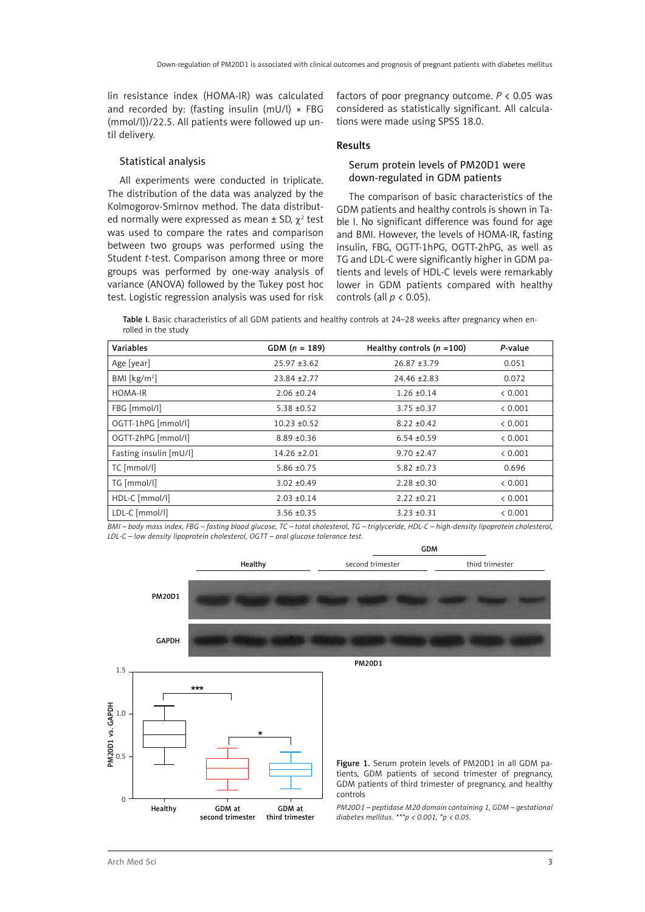lin resistance index (HOMA-IR) was calculated and recorded by: (fasting insulin (mU/l) × FBG (mmol/l))/22.5. All patients were followed up until delivery.

### Statistical analysis

All experiments were conducted in triplicate. The distribution of the data was analyzed by the Kolmogorov-Smirnov method. The data distributed normally were expressed as mean ± SD, $\chi^2$ test was used to compare the rates and comparison between two groups was performed using the Student *t*-test. Comparison among three or more groups was performed by one-way analysis of variance (ANOVA) followed by the Tukey post hoc test. Logistic regression analysis was used for risk factors of poor pregnancy outcome. $P < 0.05$ was considered as statistically significant. All calculations were made using SPSS 18.0.

## Results

### Serum protein levels of PM20D1 were down-regulated in GDM patients

The comparison of basic characteristics of the GDM patients and healthy controls is shown in Table I. No significant difference was found for age and BMI. However, the levels of HOMA-IR, fasting insulin, FBG, OGTT-1hPG, OGTT-2hPG, as well as TG and LDL-C were significantly higher in GDM patients and levels of HDL-C levels were remarkably lower in GDM patients compared with healthy controls (all $p < 0.05$).

**Table I.** Basic characteristics of all GDM patients and healthy controls at 24–28 weeks after pregnancy when enrolled in the study

| Variables | GDM (*n* = 189) | Healthy controls (*n* =100) | *P*-value |
|---|---|---|---|
| Age [year] | 25.97 ±3.62 | 26.87 ±3.79 | 0.051 |
| BMI [kg/m$^2$] | 23.84 ±2.77 | 24.46 ±2.83 | 0.072 |
| HOMA-IR | 2.06 ±0.24 | 1.26 ±0.14 | < 0.001 |
| FBG [mmol/l] | 5.38 ±0.52 | 3.75 ±0.37 | < 0.001 |
| OGTT-1hPG [mmol/l] | 10.23 ±0.52 | 8.22 ±0.42 | < 0.001 |
| OGTT-2hPG [mmol/l] | 8.89 ±0.36 | 6.54 ±0.59 | < 0.001 |
| Fasting insulin [mU/l] | 14.26 ±2.01 | 9.70 ±2.47 | < 0.001 |
| TC [mmol/l] | 5.86 ±0.75 | 5.82 ±0.73 | 0.696 |
| TG [mmol/l] | 3.02 ±0.49 | 2.28 ±0.30 | < 0.001 |
| HDL-C [mmol/l] | 2.03 ±0.14 | 2.22 ±0.21 | < 0.001 |
| LDL-C [mmol/l] | 3.56 ±0.35 | 3.23 ±0.31 | < 0.001 |

*BMI – body mass index, FBG – fasting blood glucose, TC – total cholesterol, TG – triglyceride, HDL-C – high-density lipoprotein cholesterol, LDL-C – low density lipoprotein cholesterol, OGTT – oral glucose tolerance test.*

**Figure 1.** Serum protein levels of PM20D1 in all GDM patients, GDM patients of second trimester of pregnancy, GDM patients of third trimester of pregnancy, and healthy controls

*PM20D1 – peptidase M20 domain containing 1, GDM – gestational diabetes mellitus. ***p < 0.001, *p < 0.05.*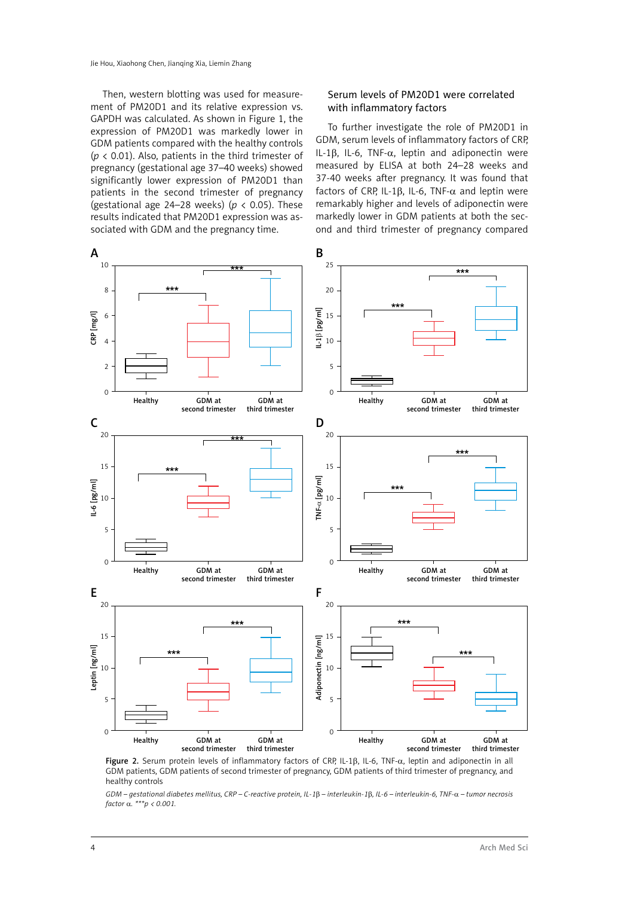Then, western blotting was used for measurement of PM20D1 and its relative expression vs. GAPDH was calculated. As shown in Figure 1, the expression of PM20D1 was markedly lower in GDM patients compared with the healthy controls ($p < 0.01$). Also, patients in the third trimester of pregnancy (gestational age 37–40 weeks) showed significantly lower expression of PM20D1 than patients in the second trimester of pregnancy (gestational age 24–28 weeks) ($p < 0.05$). These results indicated that PM20D1 expression was associated with GDM and the pregnancy time.

### Serum levels of PM20D1 were correlated with inflammatory factors

To further investigate the role of PM20D1 in GDM, serum levels of inflammatory factors of CRP, IL-1β, IL-6, TNF-α, leptin and adiponectin were measured by ELISA at both 24–28 weeks and 37-40 weeks after pregnancy. It was found that factors of CRP, IL-1β, IL-6, TNF-α and leptin were remarkably higher and levels of adiponectin were markedly lower in GDM patients at both the second and third trimester of pregnancy compared

**Figure 2.** Serum protein levels of inflammatory factors of CRP, IL-1β, IL-6, TNF-α, leptin and adiponectin in all GDM patients, GDM patients of second trimester of pregnancy, GDM patients of third trimester of pregnancy, and healthy controls

*GDM – gestational diabetes mellitus, CRP – C-reactive protein, IL-1β – interleukin-1β, IL-6 – interleukin-6, TNF-α – tumor necrosis factor α. ***p < 0.001.*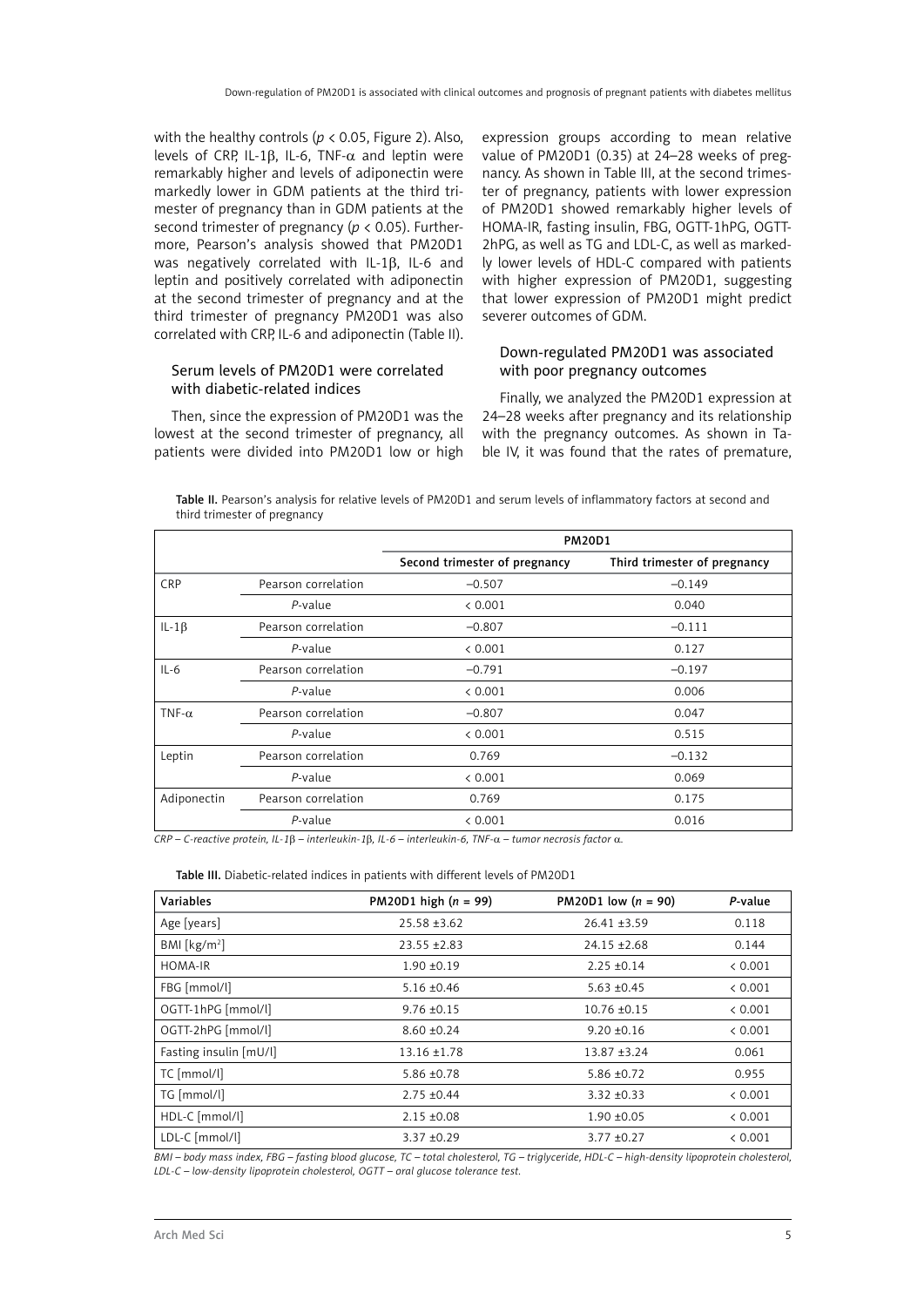with the healthy controls ($p < 0.05$, Figure 2). Also, levels of CRP, IL-1β, IL-6, TNF-α and leptin were remarkably higher and levels of adiponectin were markedly lower in GDM patients at the third trimester of pregnancy than in GDM patients at the second trimester of pregnancy ($p < 0.05$). Furthermore, Pearson's analysis showed that PM20D1 was negatively correlated with IL-1β, IL-6 and leptin and positively correlated with adiponectin at the second trimester of pregnancy and at the third trimester of pregnancy PM20D1 was also correlated with CRP, IL-6 and adiponectin (Table II).

### Serum levels of PM20D1 were correlated with diabetic-related indices

Then, since the expression of PM20D1 was the lowest at the second trimester of pregnancy, all patients were divided into PM20D1 low or high expression groups according to mean relative value of PM20D1 (0.35) at 24–28 weeks of pregnancy. As shown in Table III, at the second trimester of pregnancy, patients with lower expression of PM20D1 showed remarkably higher levels of HOMA-IR, fasting insulin, FBG, OGTT-1hPG, OGTT-2hPG, as well as TG and LDL-C, as well as markedly lower levels of HDL-C compared with patients with higher expression of PM20D1, suggesting that lower expression of PM20D1 might predict severer outcomes of GDM.

### Down-regulated PM20D1 was associated with poor pregnancy outcomes

Finally, we analyzed the PM20D1 expression at 24–28 weeks after pregnancy and its relationship with the pregnancy outcomes. As shown in Table IV, it was found that the rates of premature,

**Table II.** Pearson's analysis for relative levels of PM20D1 and serum levels of inflammatory factors at second and third trimester of pregnancy

| | | PM20D1 | |
|---|---|---|---|
| | | Second trimester of pregnancy | Third trimester of pregnancy |
| CRP | Pearson correlation | –0.507 | –0.149 |
| | *P*-value | < 0.001 | 0.040 |
| IL-1β | Pearson correlation | –0.807 | –0.111 |
| | *P*-value | < 0.001 | 0.127 |
| IL-6 | Pearson correlation | –0.791 | –0.197 |
| | *P*-value | < 0.001 | 0.006 |
| TNF-α | Pearson correlation | –0.807 | 0.047 |
| | *P*-value | < 0.001 | 0.515 |
| Leptin | Pearson correlation | 0.769 | –0.132 |
| | *P*-value | < 0.001 | 0.069 |
| Adiponectin | Pearson correlation | 0.769 | 0.175 |
| | *P*-value | < 0.001 | 0.016 |

*CRP – C-reactive protein, IL-1β – interleukin-1β, IL-6 – interleukin-6, TNF-α – tumor necrosis factor α.*

**Table III.** Diabetic-related indices in patients with different levels of PM20D1

| Variables | PM20D1 high ($n$ = 99) | PM20D1 low ($n$ = 90) | *P*-value |
|---|---|---|---|
| Age [years] | 25.58 ±3.62 | 26.41 ±3.59 | 0.118 |
| BMI [kg/m$^2$] | 23.55 ±2.83 | 24.15 ±2.68 | 0.144 |
| HOMA-IR | 1.90 ±0.19 | 2.25 ±0.14 | < 0.001 |
| FBG [mmol/l] | 5.16 ±0.46 | 5.63 ±0.45 | < 0.001 |
| OGTT-1hPG [mmol/l] | 9.76 ±0.15 | 10.76 ±0.15 | < 0.001 |
| OGTT-2hPG [mmol/l] | 8.60 ±0.24 | 9.20 ±0.16 | < 0.001 |
| Fasting insulin [mU/l] | 13.16 ±1.78 | 13.87 ±3.24 | 0.061 |
| TC [mmol/l] | 5.86 ±0.78 | 5.86 ±0.72 | 0.955 |
| TG [mmol/l] | 2.75 ±0.44 | 3.32 ±0.33 | < 0.001 |
| HDL-C [mmol/l] | 2.15 ±0.08 | 1.90 ±0.05 | < 0.001 |
| LDL-C [mmol/l] | 3.37 ±0.29 | 3.77 ±0.27 | < 0.001 |

*BMI – body mass index, FBG – fasting blood glucose, TC – total cholesterol, TG – triglyceride, HDL-C – high-density lipoprotein cholesterol, LDL-C – low-density lipoprotein cholesterol, OGTT – oral glucose tolerance test.*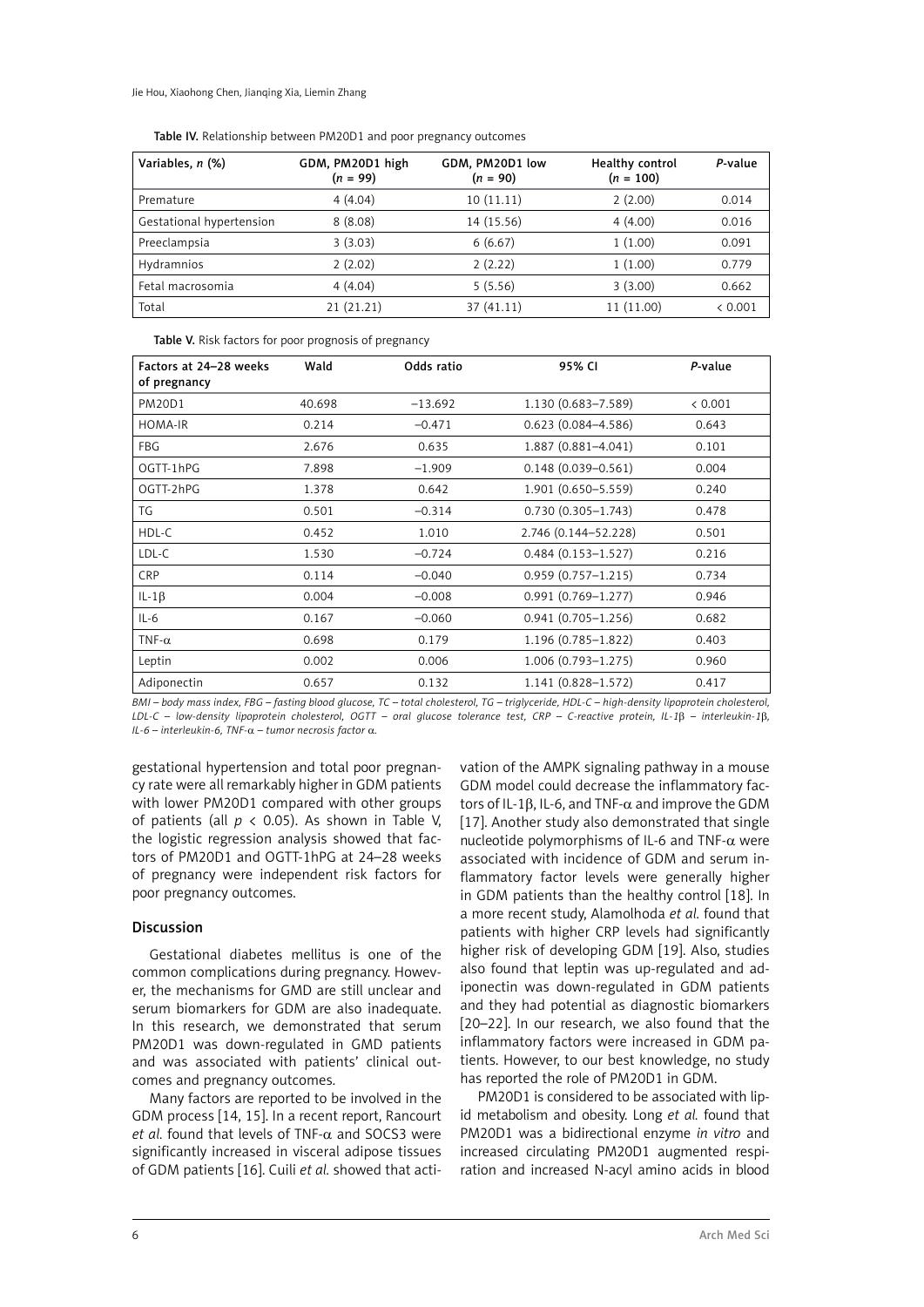Table IV. Relationship between PM20D1 and poor pregnancy outcomes

| Variables, *n* (%) | GDM, PM20D1 high (*n* = 99) | GDM, PM20D1 low (*n* = 90) | Healthy control (*n* = 100) | *P*-value |
|---|---|---|---|---|
| Premature | 4 (4.04) | 10 (11.11) | 2 (2.00) | 0.014 |
| Gestational hypertension | 8 (8.08) | 14 (15.56) | 4 (4.00) | 0.016 |
| Preeclampsia | 3 (3.03) | 6 (6.67) | 1 (1.00) | 0.091 |
| Hydramnios | 2 (2.02) | 2 (2.22) | 1 (1.00) | 0.779 |
| Fetal macrosomia | 4 (4.04) | 5 (5.56) | 3 (3.00) | 0.662 |
| Total | 21 (21.21) | 37 (41.11) | 11 (11.00) | < 0.001 |

Table V. Risk factors for poor prognosis of pregnancy

| Factors at 24–28 weeks of pregnancy | Wald | Odds ratio | 95% CI | *P*-value |
|---|---|---|---|---|
| PM20D1 | 40.698 | –13.692 | 1.130 (0.683–7.589) | < 0.001 |
| HOMA-IR | 0.214 | –0.471 | 0.623 (0.084–4.586) | 0.643 |
| FBG | 2.676 | 0.635 | 1.887 (0.881–4.041) | 0.101 |
| OGTT-1hPG | 7.898 | –1.909 | 0.148 (0.039–0.561) | 0.004 |
| OGTT-2hPG | 1.378 | 0.642 | 1.901 (0.650–5.559) | 0.240 |
| TG | 0.501 | –0.314 | 0.730 (0.305–1.743) | 0.478 |
| HDL-C | 0.452 | 1.010 | 2.746 (0.144–52.228) | 0.501 |
| LDL-C | 1.530 | –0.724 | 0.484 (0.153–1.527) | 0.216 |
| CRP | 0.114 | –0.040 | 0.959 (0.757–1.215) | 0.734 |
| IL-1β | 0.004 | –0.008 | 0.991 (0.769–1.277) | 0.946 |
| IL-6 | 0.167 | –0.060 | 0.941 (0.705–1.256) | 0.682 |
| TNF-α | 0.698 | 0.179 | 1.196 (0.785–1.822) | 0.403 |
| Leptin | 0.002 | 0.006 | 1.006 (0.793–1.275) | 0.960 |
| Adiponectin | 0.657 | 0.132 | 1.141 (0.828–1.572) | 0.417 |

*BMI – body mass index, FBG – fasting blood glucose, TC – total cholesterol, TG – triglyceride, HDL-C – high-density lipoprotein cholesterol, LDL-C – low-density lipoprotein cholesterol, OGTT – oral glucose tolerance test, CRP – C-reactive protein, IL-1β – interleukin-1β, IL-6 – interleukin-6, TNF-α – tumor necrosis factor α.*

gestational hypertension and total poor pregnancy rate were all remarkably higher in GDM patients with lower PM20D1 compared with other groups of patients (all $p < 0.05$). As shown in Table V, the logistic regression analysis showed that factors of PM20D1 and OGTT-1hPG at 24–28 weeks of pregnancy were independent risk factors for poor pregnancy outcomes.

## Discussion

Gestational diabetes mellitus is one of the common complications during pregnancy. However, the mechanisms for GMD are still unclear and serum biomarkers for GDM are also inadequate. In this research, we demonstrated that serum PM20D1 was down-regulated in GMD patients and was associated with patients' clinical outcomes and pregnancy outcomes.

Many factors are reported to be involved in the GDM process [14, 15]. In a recent report, Rancourt *et al.* found that levels of TNF-α and SOCS3 were significantly increased in visceral adipose tissues of GDM patients [16]. Cuili *et al.* showed that activation of the AMPK signaling pathway in a mouse GDM model could decrease the inflammatory factors of IL-1β, IL-6, and TNF-α and improve the GDM [17]. Another study also demonstrated that single nucleotide polymorphisms of IL-6 and TNF-α were associated with incidence of GDM and serum inflammatory factor levels were generally higher in GDM patients than the healthy control [18]. In a more recent study, Alamolhoda *et al.* found that patients with higher CRP levels had significantly higher risk of developing GDM [19]. Also, studies also found that leptin was up-regulated and adiponectin was down-regulated in GDM patients and they had potential as diagnostic biomarkers [20–22]. In our research, we also found that the inflammatory factors were increased in GDM patients. However, to our best knowledge, no study has reported the role of PM20D1 in GDM.

PM20D1 is considered to be associated with lipid metabolism and obesity. Long *et al.* found that PM20D1 was a bidirectional enzyme *in vitro* and increased circulating PM20D1 augmented respiration and increased N-acyl amino acids in blood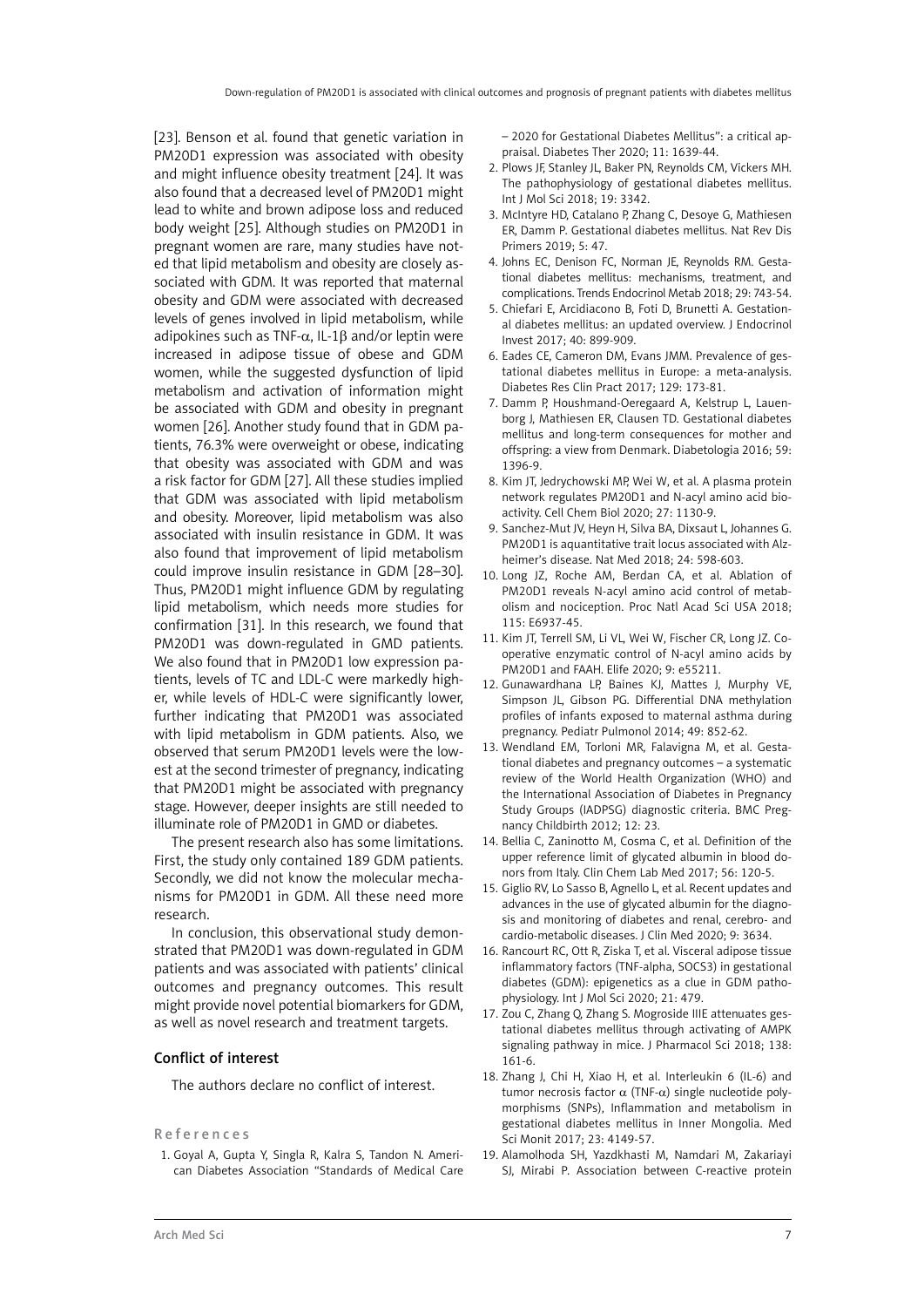[23]. Benson et al. found that genetic variation in PM20D1 expression was associated with obesity and might influence obesity treatment [24]. It was also found that a decreased level of PM20D1 might lead to white and brown adipose loss and reduced body weight [25]. Although studies on PM20D1 in pregnant women are rare, many studies have noted that lipid metabolism and obesity are closely associated with GDM. It was reported that maternal obesity and GDM were associated with decreased levels of genes involved in lipid metabolism, while adipokines such as TNF-α, IL-1β and/or leptin were increased in adipose tissue of obese and GDM women, while the suggested dysfunction of lipid metabolism and activation of information might be associated with GDM and obesity in pregnant women [26]. Another study found that in GDM patients, 76.3% were overweight or obese, indicating that obesity was associated with GDM and was a risk factor for GDM [27]. All these studies implied that GDM was associated with lipid metabolism and obesity. Moreover, lipid metabolism was also associated with insulin resistance in GDM. It was also found that improvement of lipid metabolism could improve insulin resistance in GDM [28–30]. Thus, PM20D1 might influence GDM by regulating lipid metabolism, which needs more studies for confirmation [31]. In this research, we found that PM20D1 was down-regulated in GMD patients. We also found that in PM20D1 low expression patients, levels of TC and LDL-C were markedly higher, while levels of HDL-C were significantly lower, further indicating that PM20D1 was associated with lipid metabolism in GDM patients. Also, we observed that serum PM20D1 levels were the lowest at the second trimester of pregnancy, indicating that PM20D1 might be associated with pregnancy stage. However, deeper insights are still needed to illuminate role of PM20D1 in GMD or diabetes.

The present research also has some limitations. First, the study only contained 189 GDM patients. Secondly, we did not know the molecular mechanisms for PM20D1 in GDM. All these need more research.

In conclusion, this observational study demonstrated that PM20D1 was down-regulated in GDM patients and was associated with patients' clinical outcomes and pregnancy outcomes. This result might provide novel potential biomarkers for GDM, as well as novel research and treatment targets.

## Conflict of interest

The authors declare no conflict of interest.

## References

1. Goyal A, Gupta Y, Singla R, Kalra S, Tandon N. American Diabetes Association "Standards of Medical Care – 2020 for Gestational Diabetes Mellitus": a critical appraisal. Diabetes Ther 2020; 11: 1639-44.
2. Plows JF, Stanley JL, Baker PN, Reynolds CM, Vickers MH. The pathophysiology of gestational diabetes mellitus. Int J Mol Sci 2018; 19: 3342.
3. McIntyre HD, Catalano P, Zhang C, Desoye G, Mathiesen ER, Damm P. Gestational diabetes mellitus. Nat Rev Dis Primers 2019; 5: 47.
4. Johns EC, Denison FC, Norman JE, Reynolds RM. Gestational diabetes mellitus: mechanisms, treatment, and complications. Trends Endocrinol Metab 2018; 29: 743-54.
5. Chiefari E, Arcidiacono B, Foti D, Brunetti A. Gestational diabetes mellitus: an updated overview. J Endocrinol Invest 2017; 40: 899-909.
6. Eades CE, Cameron DM, Evans JMM. Prevalence of gestational diabetes mellitus in Europe: a meta-analysis. Diabetes Res Clin Pract 2017; 129: 173-81.
7. Damm P, Houshmand-Oeregaard A, Kelstrup L, Lauenborg J, Mathiesen ER, Clausen TD. Gestational diabetes mellitus and long-term consequences for mother and offspring: a view from Denmark. Diabetologia 2016; 59: 1396-9.
8. Kim JT, Jedrychowski MP, Wei W, et al. A plasma protein network regulates PM20D1 and N-acyl amino acid bioactivity. Cell Chem Biol 2020; 27: 1130-9.
9. Sanchez-Mut JV, Heyn H, Silva BA, Dixsaut L, Johannes G. PM20D1 is aquantitative trait locus associated with Alzheimer's disease. Nat Med 2018; 24: 598-603.
10. Long JZ, Roche AM, Berdan CA, et al. Ablation of PM20D1 reveals N-acyl amino acid control of metabolism and nociception. Proc Natl Acad Sci USA 2018; 115: E6937-45.
11. Kim JT, Terrell SM, Li VL, Wei W, Fischer CR, Long JZ. Cooperative enzymatic control of N-acyl amino acids by PM20D1 and FAAH. Elife 2020; 9: e55211.
12. Gunawardhana LP, Baines KJ, Mattes J, Murphy VE, Simpson JL, Gibson PG. Differential DNA methylation profiles of infants exposed to maternal asthma during pregnancy. Pediatr Pulmonol 2014; 49: 852-62.
13. Wendland EM, Torloni MR, Falavigna M, et al. Gestational diabetes and pregnancy outcomes – a systematic review of the World Health Organization (WHO) and the International Association of Diabetes in Pregnancy Study Groups (IADPSG) diagnostic criteria. BMC Pregnancy Childbirth 2012; 12: 23.
14. Bellia C, Zaninotto M, Cosma C, et al. Definition of the upper reference limit of glycated albumin in blood donors from Italy. Clin Chem Lab Med 2017; 56: 120-5.
15. Giglio RV, Lo Sasso B, Agnello L, et al. Recent updates and advances in the use of glycated albumin for the diagnosis and monitoring of diabetes and renal, cerebro- and cardio-metabolic diseases. J Clin Med 2020; 9: 3634.
16. Rancourt RC, Ott R, Ziska T, et al. Visceral adipose tissue inflammatory factors (TNF-alpha, SOCS3) in gestational diabetes (GDM): epigenetics as a clue in GDM pathophysiology. Int J Mol Sci 2020; 21: 479.
17. Zou C, Zhang Q, Zhang S. Mogroside IIIE attenuates gestational diabetes mellitus through activating of AMPK signaling pathway in mice. J Pharmacol Sci 2018; 138: 161-6.
18. Zhang J, Chi H, Xiao H, et al. Interleukin 6 (IL-6) and tumor necrosis factor α (TNF-α) single nucleotide polymorphisms (SNPs), Inflammation and metabolism in gestational diabetes mellitus in Inner Mongolia. Med Sci Monit 2017; 23: 4149-57.
19. Alamolhoda SH, Yazdkhasti M, Namdari M, Zakariayi SJ, Mirabi P. Association between C-reactive protein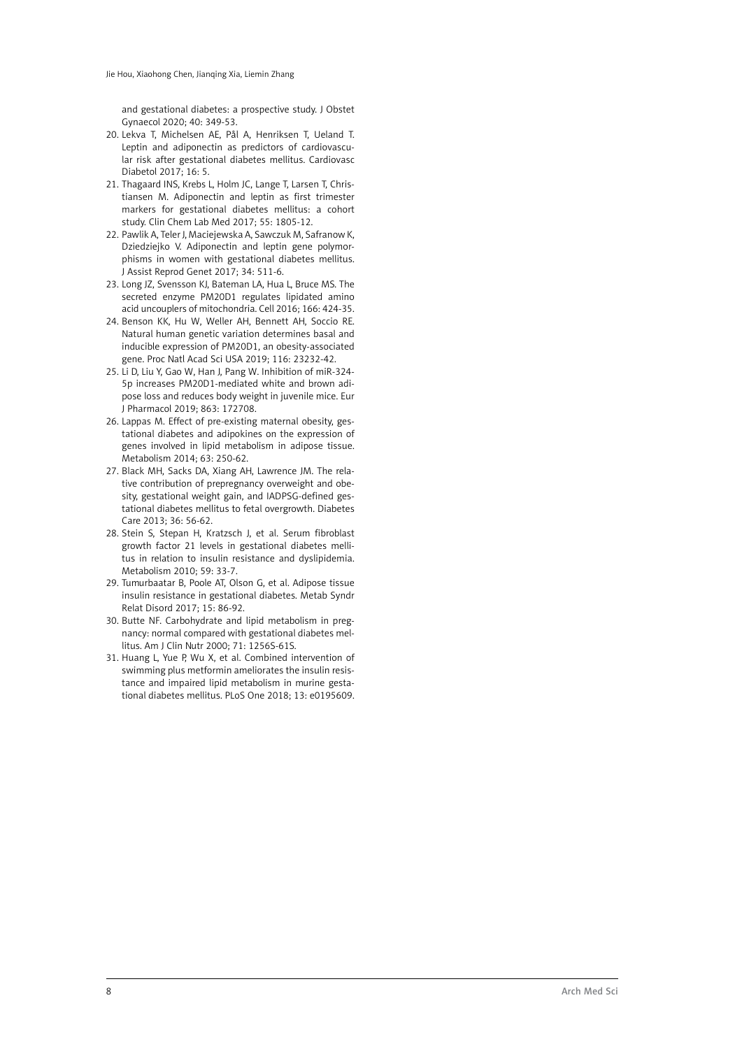and gestational diabetes: a prospective study. J Obstet Gynaecol 2020; 40: 349-53.

20. Lekva T, Michelsen AE, Pål A, Henriksen T, Ueland T. Leptin and adiponectin as predictors of cardiovascular risk after gestational diabetes mellitus. Cardiovasc Diabetol 2017; 16: 5.
21. Thagaard INS, Krebs L, Holm JC, Lange T, Larsen T, Christiansen M. Adiponectin and leptin as first trimester markers for gestational diabetes mellitus: a cohort study. Clin Chem Lab Med 2017; 55: 1805-12.
22. Pawlik A, Teler J, Maciejewska A, Sawczuk M, Safranow K, Dziedziejko V. Adiponectin and leptin gene polymorphisms in women with gestational diabetes mellitus. J Assist Reprod Genet 2017; 34: 511-6.
23. Long JZ, Svensson KJ, Bateman LA, Hua L, Bruce MS. The secreted enzyme PM20D1 regulates lipidated amino acid uncouplers of mitochondria. Cell 2016; 166: 424-35.
24. Benson KK, Hu W, Weller AH, Bennett AH, Soccio RE. Natural human genetic variation determines basal and inducible expression of PM20D1, an obesity-associated gene. Proc Natl Acad Sci USA 2019; 116: 23232-42.
25. Li D, Liu Y, Gao W, Han J, Pang W. Inhibition of miR-324-5p increases PM20D1-mediated white and brown adipose loss and reduces body weight in juvenile mice. Eur J Pharmacol 2019; 863: 172708.
26. Lappas M. Effect of pre-existing maternal obesity, gestational diabetes and adipokines on the expression of genes involved in lipid metabolism in adipose tissue. Metabolism 2014; 63: 250-62.
27. Black MH, Sacks DA, Xiang AH, Lawrence JM. The relative contribution of prepregnancy overweight and obesity, gestational weight gain, and IADPSG-defined gestational diabetes mellitus to fetal overgrowth. Diabetes Care 2013; 36: 56-62.
28. Stein S, Stepan H, Kratzsch J, et al. Serum fibroblast growth factor 21 levels in gestational diabetes mellitus in relation to insulin resistance and dyslipidemia. Metabolism 2010; 59: 33-7.
29. Tumurbaatar B, Poole AT, Olson G, et al. Adipose tissue insulin resistance in gestational diabetes. Metab Syndr Relat Disord 2017; 15: 86-92.
30. Butte NF. Carbohydrate and lipid metabolism in pregnancy: normal compared with gestational diabetes mellitus. Am J Clin Nutr 2000; 71: 1256S-61S.
31. Huang L, Yue P, Wu X, et al. Combined intervention of swimming plus metformin ameliorates the insulin resistance and impaired lipid metabolism in murine gestational diabetes mellitus. PLoS One 2018; 13: e0195609.